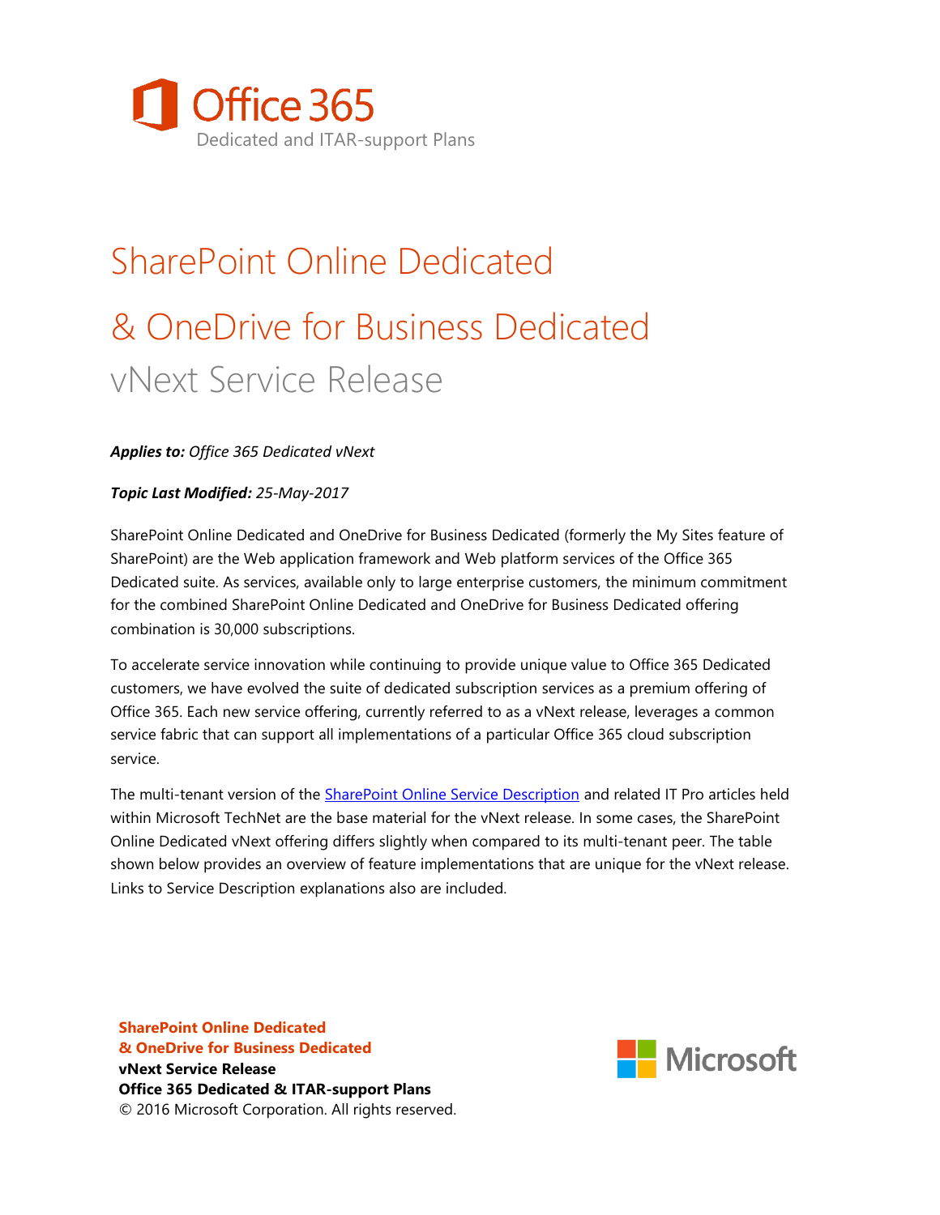# Office 365

Dedicated and ITAR-support Plans

# SharePoint Online Dedicated

# & OneDrive for Business Dedicated

## vNext Service Release

***Applies to:*** *Office 365 Dedicated vNext*

***Topic Last Modified:*** *25-May-2017*

SharePoint Online Dedicated and OneDrive for Business Dedicated (formerly the My Sites feature of SharePoint) are the Web application framework and Web platform services of the Office 365 Dedicated suite. As services, available only to large enterprise customers, the minimum commitment for the combined SharePoint Online Dedicated and OneDrive for Business Dedicated offering combination is 30,000 subscriptions.

To accelerate service innovation while continuing to provide unique value to Office 365 Dedicated customers, we have evolved the suite of dedicated subscription services as a premium offering of Office 365. Each new service offering, currently referred to as a vNext release, leverages a common service fabric that can support all implementations of a particular Office 365 cloud subscription service.

The multi-tenant version of the SharePoint Online Service Description and related IT Pro articles held within Microsoft TechNet are the base material for the vNext release. In some cases, the SharePoint Online Dedicated vNext offering differs slightly when compared to its multi-tenant peer. The table shown below provides an overview of feature implementations that are unique for the vNext release. Links to Service Description explanations also are included.

**SharePoint Online Dedicated**
**& OneDrive for Business Dedicated**
**vNext Service Release**
**Office 365 Dedicated & ITAR-support Plans**
© 2016 Microsoft Corporation. All rights reserved.

Microsoft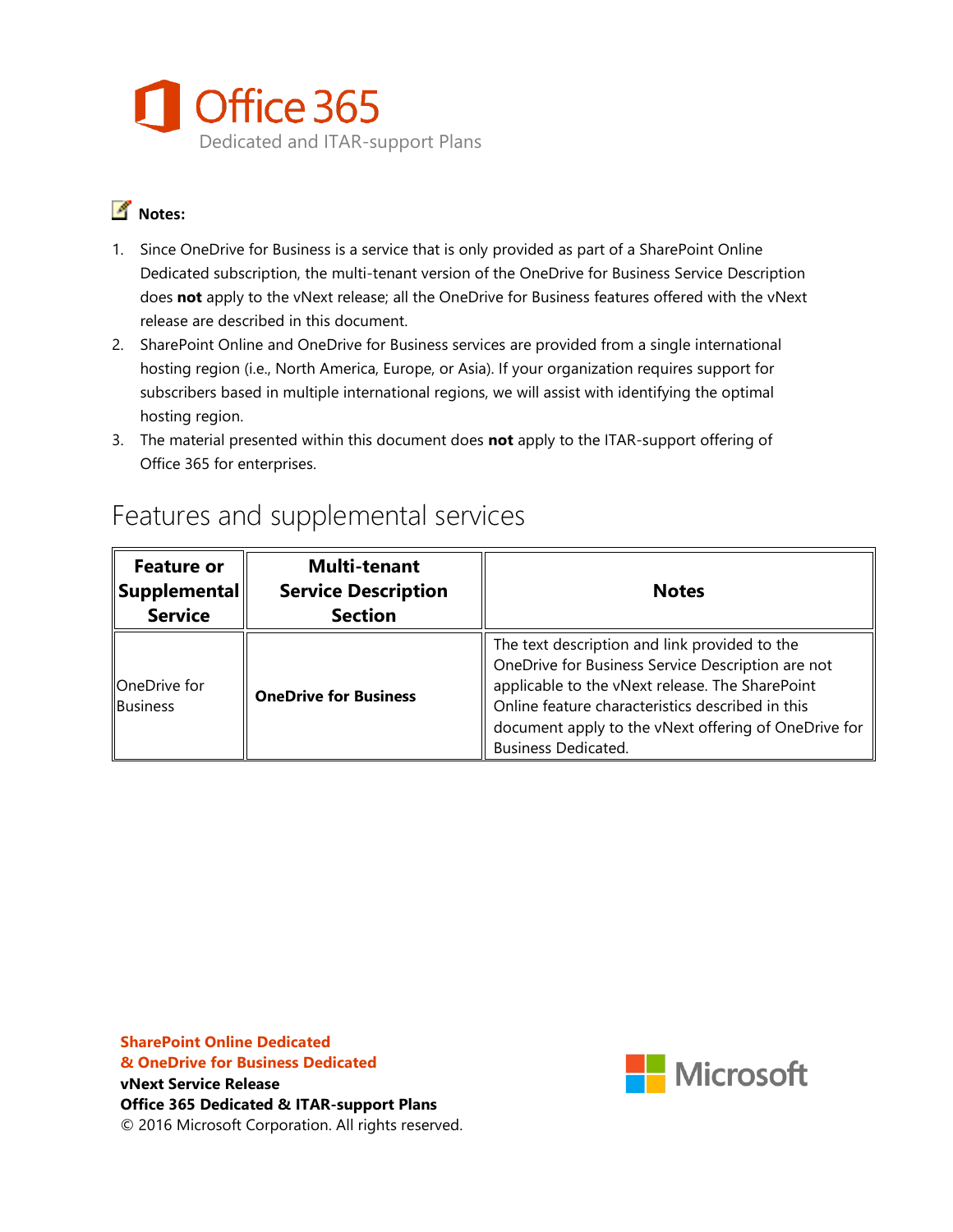**Notes:**

1. Since OneDrive for Business is a service that is only provided as part of a SharePoint Online Dedicated subscription, the multi-tenant version of the OneDrive for Business Service Description does **not** apply to the vNext release; all the OneDrive for Business features offered with the vNext release are described in this document.
2. SharePoint Online and OneDrive for Business services are provided from a single international hosting region (i.e., North America, Europe, or Asia). If your organization requires support for subscribers based in multiple international regions, we will assist with identifying the optimal hosting region.
3. The material presented within this document does **not** apply to the ITAR-support offering of Office 365 for enterprises.

## Features and supplemental services

| Feature or Supplemental Service | Multi-tenant Service Description Section | Notes |
|---|---|---|
| OneDrive for Business | **OneDrive for Business** | The text description and link provided to the OneDrive for Business Service Description are not applicable to the vNext release. The SharePoint Online feature characteristics described in this document apply to the vNext offering of OneDrive for Business Dedicated. |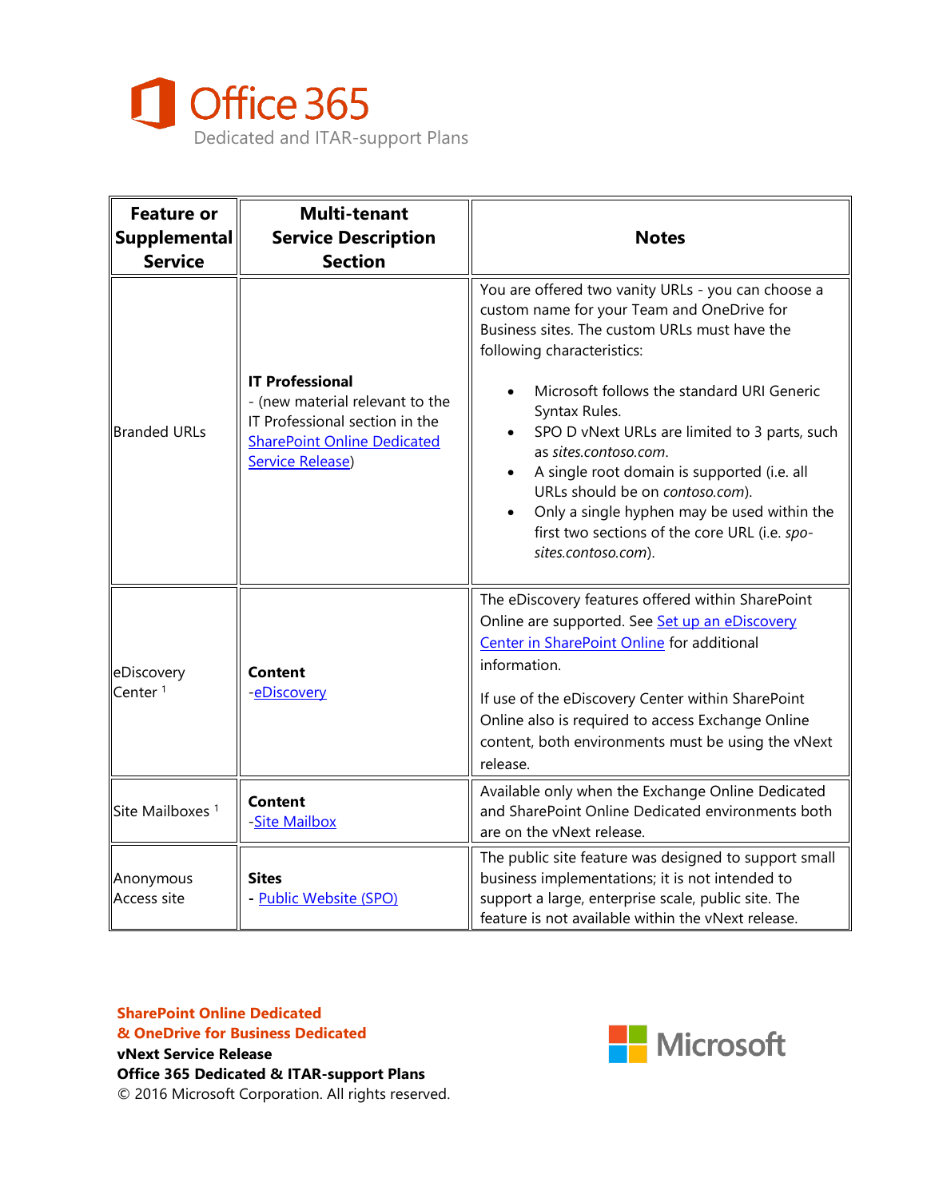| Feature or Supplemental Service | Multi-tenant Service Description Section | Notes |
|---|---|---|
| Branded URLs | **IT Professional** - (new material relevant to the IT Professional section in the SharePoint Online Dedicated Service Release) | You are offered two vanity URLs - you can choose a custom name for your Team and OneDrive for Business sites. The custom URLs must have the following characteristics: <br>• Microsoft follows the standard URI Generic Syntax Rules.<br>• SPO D vNext URLs are limited to 3 parts, such as *sites.contoso.com*.<br>• A single root domain is supported (i.e. all URLs should be on *contoso.com*).<br>• Only a single hyphen may be used within the first two sections of the core URL (i.e. *spo-sites.contoso.com*). |
| eDiscovery Center [1] | **Content** -eDiscovery | The eDiscovery features offered within SharePoint Online are supported. See Set up an eDiscovery Center in SharePoint Online for additional information.<br><br>If use of the eDiscovery Center within SharePoint Online also is required to access Exchange Online content, both environments must be using the vNext release. |
| Site Mailboxes [1] | **Content** -Site Mailbox | Available only when the Exchange Online Dedicated and SharePoint Online Dedicated environments both are on the vNext release. |
| Anonymous Access site | **Sites** - Public Website (SPO) | The public site feature was designed to support small business implementations; it is not intended to support a large, enterprise scale, public site. The feature is not available within the vNext release. |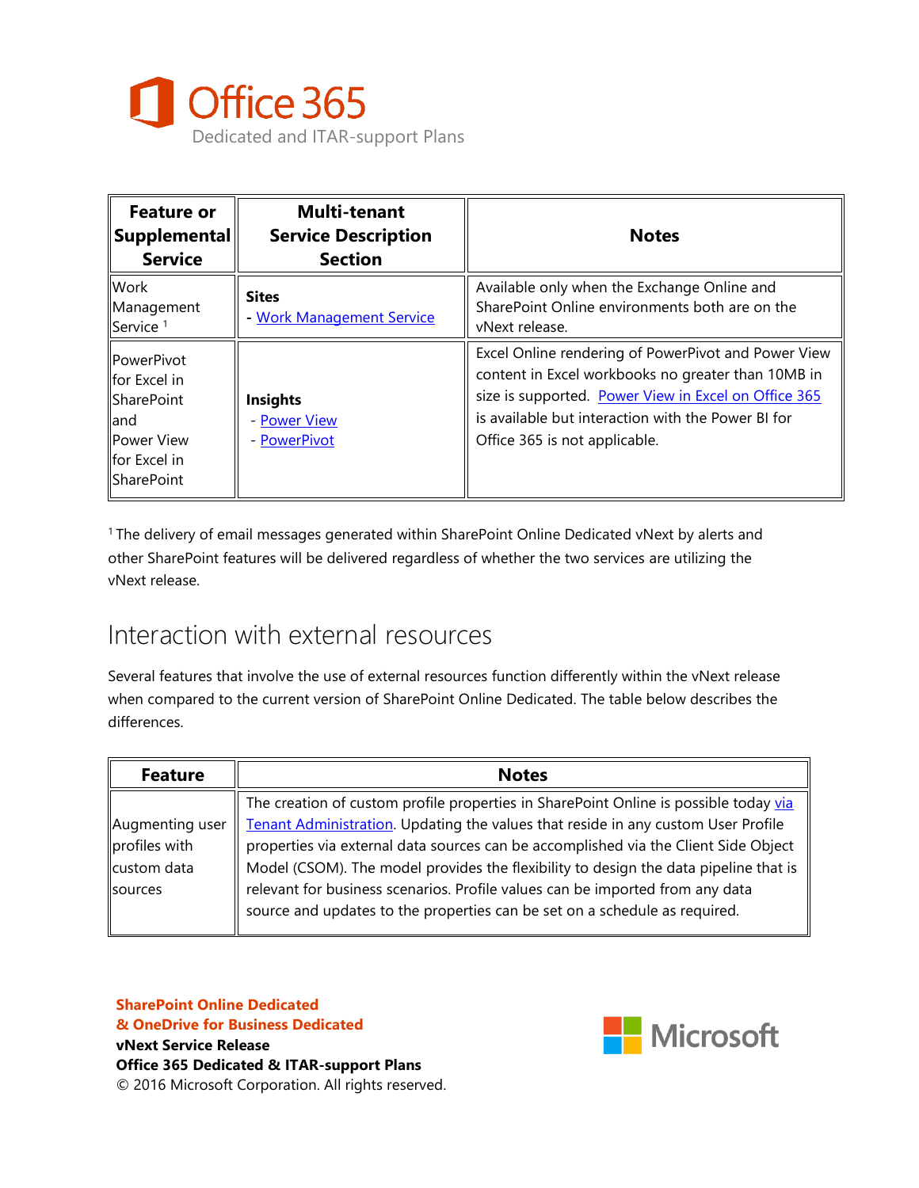| Feature or Supplemental Service | Multi-tenant Service Description Section | Notes |
|---|---|---|
| Work Management Service [1] | **Sites**<br>- Work Management Service | Available only when the Exchange Online and SharePoint Online environments both are on the vNext release. |
| PowerPivot for Excel in SharePoint and Power View for Excel in SharePoint | **Insights**<br>- Power View<br>- PowerPivot | Excel Online rendering of PowerPivot and Power View content in Excel workbooks no greater than 10MB in size is supported. Power View in Excel on Office 365 is available but interaction with the Power BI for Office 365 is not applicable. |

[1] The delivery of email messages generated within SharePoint Online Dedicated vNext by alerts and other SharePoint features will be delivered regardless of whether the two services are utilizing the vNext release.

## Interaction with external resources

Several features that involve the use of external resources function differently within the vNext release when compared to the current version of SharePoint Online Dedicated. The table below describes the differences.

| Feature | Notes |
|---|---|
| Augmenting user profiles with custom data sources | The creation of custom profile properties in SharePoint Online is possible today via Tenant Administration. Updating the values that reside in any custom User Profile properties via external data sources can be accomplished via the Client Side Object Model (CSOM). The model provides the flexibility to design the data pipeline that is relevant for business scenarios. Profile values can be imported from any data source and updates to the properties can be set on a schedule as required. |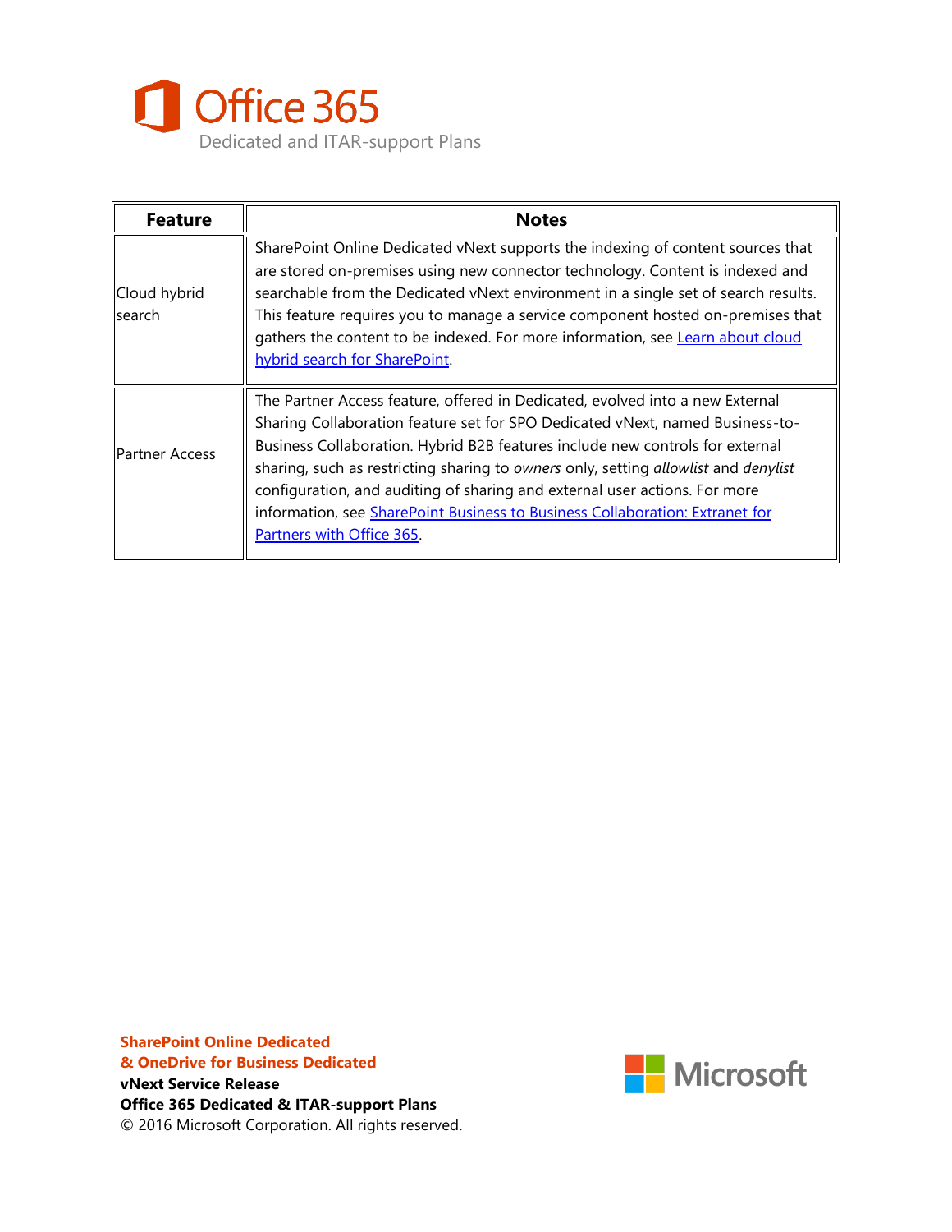| Feature | Notes |
| --- | --- |
| Cloud hybrid search | SharePoint Online Dedicated vNext supports the indexing of content sources that are stored on-premises using new connector technology. Content is indexed and searchable from the Dedicated vNext environment in a single set of search results. This feature requires you to manage a service component hosted on-premises that gathers the content to be indexed. For more information, see Learn about cloud hybrid search for SharePoint. |
| Partner Access | The Partner Access feature, offered in Dedicated, evolved into a new External Sharing Collaboration feature set for SPO Dedicated vNext, named Business-to-Business Collaboration. Hybrid B2B features include new controls for external sharing, such as restricting sharing to *owners* only, setting *allowlist* and *denylist* configuration, and auditing of sharing and external user actions. For more information, see SharePoint Business to Business Collaboration: Extranet for Partners with Office 365. |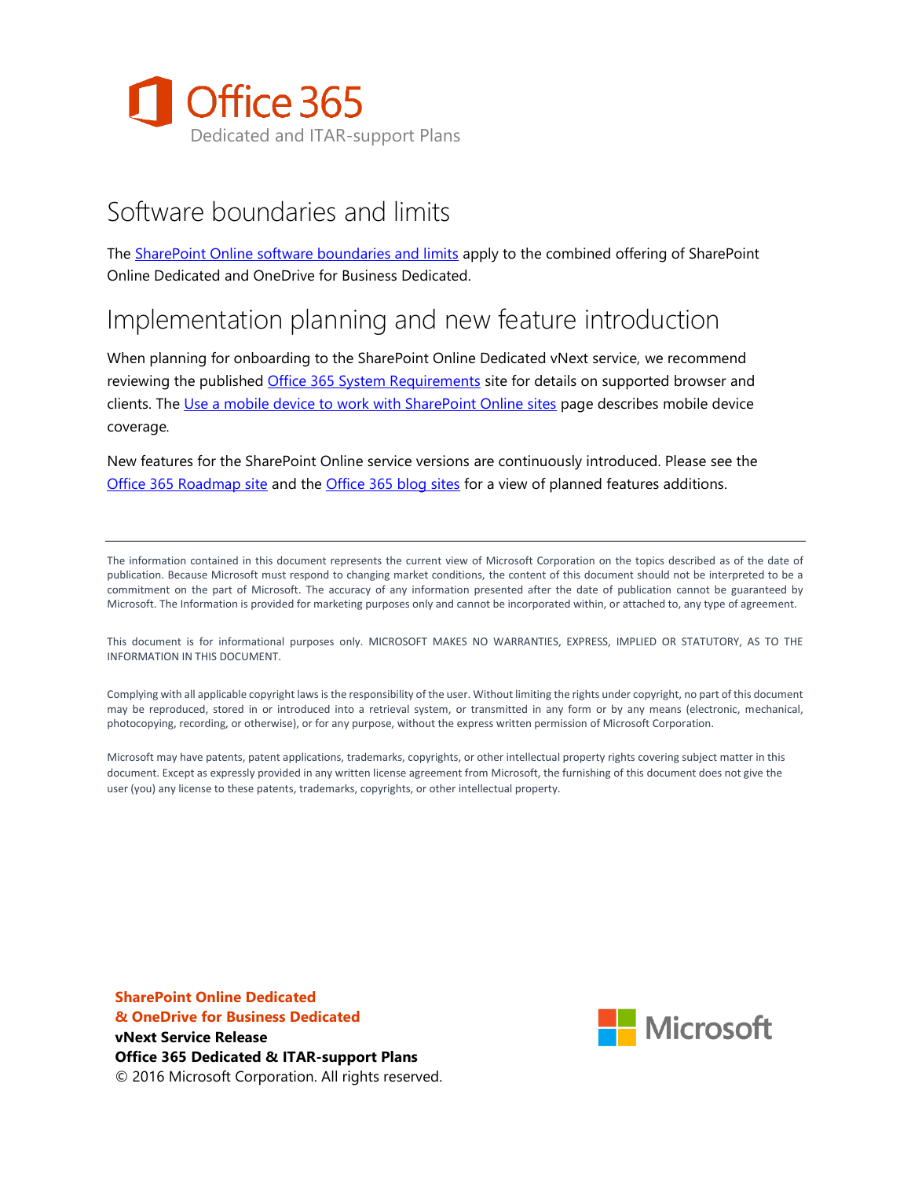Office 365

Dedicated and ITAR-support Plans

# Software boundaries and limits

The SharePoint Online software boundaries and limits apply to the combined offering of SharePoint Online Dedicated and OneDrive for Business Dedicated.

# Implementation planning and new feature introduction

When planning for onboarding to the SharePoint Online Dedicated vNext service, we recommend reviewing the published Office 365 System Requirements site for details on supported browser and clients. The Use a mobile device to work with SharePoint Online sites page describes mobile device coverage.

New features for the SharePoint Online service versions are continuously introduced. Please see the Office 365 Roadmap site and the Office 365 blog sites for a view of planned features additions.

---

The information contained in this document represents the current view of Microsoft Corporation on the topics described as of the date of publication. Because Microsoft must respond to changing market conditions, the content of this document should not be interpreted to be a commitment on the part of Microsoft. The accuracy of any information presented after the date of publication cannot be guaranteed by Microsoft. The Information is provided for marketing purposes only and cannot be incorporated within, or attached to, any type of agreement.

This document is for informational purposes only. MICROSOFT MAKES NO WARRANTIES, EXPRESS, IMPLIED OR STATUTORY, AS TO THE INFORMATION IN THIS DOCUMENT.

Complying with all applicable copyright laws is the responsibility of the user. Without limiting the rights under copyright, no part of this document may be reproduced, stored in or introduced into a retrieval system, or transmitted in any form or by any means (electronic, mechanical, photocopying, recording, or otherwise), or for any purpose, without the express written permission of Microsoft Corporation.

Microsoft may have patents, patent applications, trademarks, copyrights, or other intellectual property rights covering subject matter in this document. Except as expressly provided in any written license agreement from Microsoft, the furnishing of this document does not give the user (you) any license to these patents, trademarks, copyrights, or other intellectual property.

**SharePoint Online Dedicated**
**& OneDrive for Business Dedicated**
**vNext Service Release**
**Office 365 Dedicated & ITAR-support Plans**
© 2016 Microsoft Corporation. All rights reserved.

Microsoft